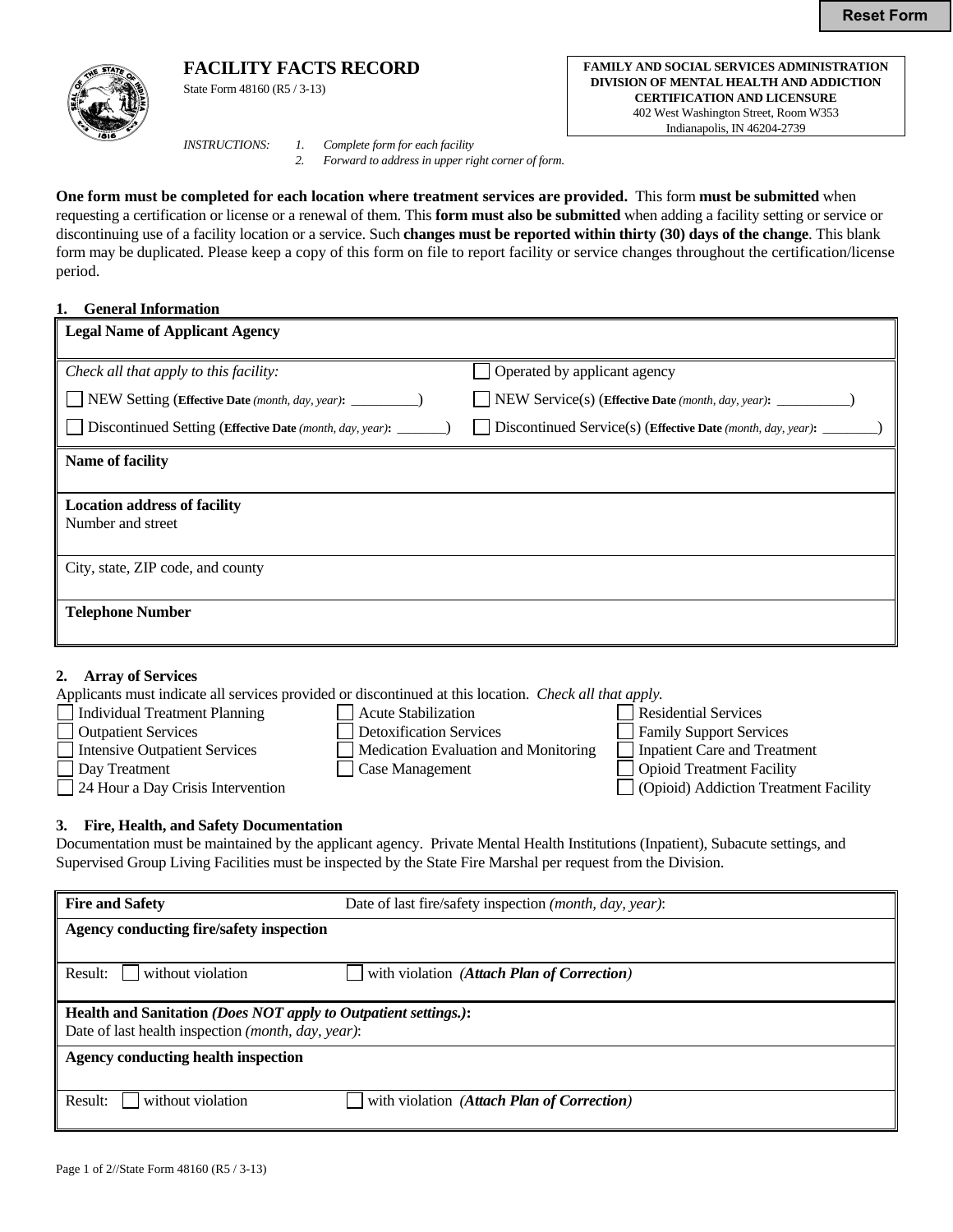# FACILITY FACTS RECORD

State Form 48160 (R5 / 3-13)

**FAMILY AND SOCIAL SERVICES ADMINISTRATION**
**DIVISION OF MENTAL HEALTH AND ADDICTION**
**CERTIFICATION AND LICENSURE**
402 West Washington Street, Room W353
Indianapolis, IN 46204-2739

*INSTRUCTIONS:*
1. *Complete form for each facility*
2. *Forward to address in upper right corner of form.*

**One form must be completed for each location where treatment services are provided.** This form **must be submitted** when requesting a certification or license or a renewal of them. This **form must also be submitted** when adding a facility setting or service or discontinuing use of a facility location or a service. Such **changes must be reported within thirty (30) days of the change**. This blank form may be duplicated. Please keep a copy of this form on file to report facility or service changes throughout the certification/license period.

## 1. General Information

| **Legal Name of Applicant Agency** | |
|---|---|
| *Check all that apply to this facility:* | ☐ Operated by applicant agency |
| ☐ NEW Setting (**Effective Date** *(month, day, year)*: __________) | ☐ NEW Service(s) (**Effective Date** *(month, day, year)*: __________) |
| ☐ Discontinued Setting (**Effective Date** *(month, day, year)*: _______) | ☐ Discontinued Service(s) (**Effective Date** *(month, day, year)*: ________) |
| **Name of facility** | |
| **Location address of facility**<br>Number and street | |
| City, state, ZIP code, and county | |
| **Telephone Number** | |

## 2. Array of Services

Applicants must indicate all services provided or discontinued at this location. *Check all that apply.*

- ☐ Individual Treatment Planning
- ☐ Outpatient Services
- ☐ Intensive Outpatient Services
- ☐ Day Treatment
- ☐ 24 Hour a Day Crisis Intervention
- ☐ Acute Stabilization
- ☐ Detoxification Services
- ☐ Medication Evaluation and Monitoring
- ☐ Case Management
- ☐ Residential Services
- ☐ Family Support Services
- ☐ Inpatient Care and Treatment
- ☐ Opioid Treatment Facility
- ☐ (Opioid) Addiction Treatment Facility

## 3. Fire, Health, and Safety Documentation

Documentation must be maintained by the applicant agency. Private Mental Health Institutions (Inpatient), Subacute settings, and Supervised Group Living Facilities must be inspected by the State Fire Marshal per request from the Division.

| **Fire and Safety** | Date of last fire/safety inspection *(month, day, year)*: |
|---|---|
| **Agency conducting fire/safety inspection** | |
| Result: ☐ without violation | ☐ with violation *(**Attach Plan of Correction**)* |
| **Health and Sanitation *(Does NOT apply to Outpatient settings.)*:**<br>Date of last health inspection *(month, day, year)*: | |
| **Agency conducting health inspection** | |
| Result: ☐ without violation | ☐ with violation *(**Attach Plan of Correction**)* |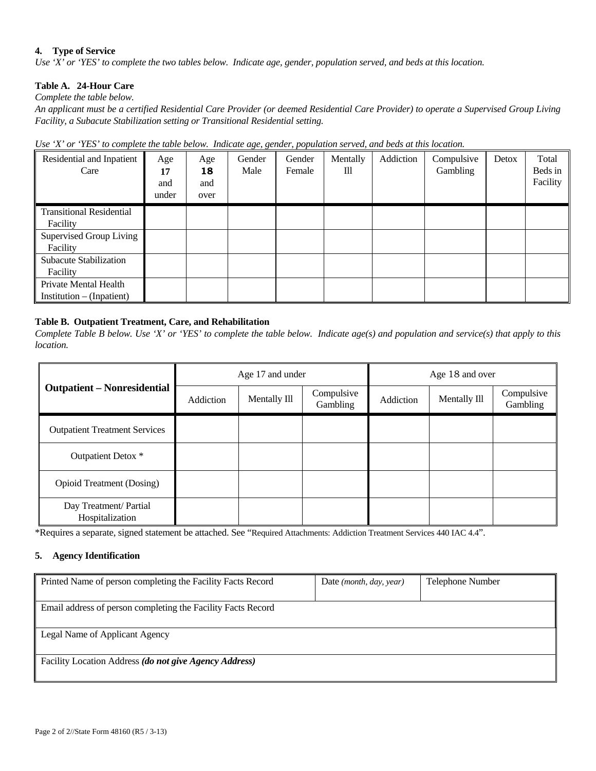**4. Type of Service**

*Use 'X' or 'YES' to complete the two tables below. Indicate age, gender, population served, and beds at this location.*

**Table A. 24-Hour Care**

*Complete the table below.*

*An applicant must be a certified Residential Care Provider (or deemed Residential Care Provider) to operate a Supervised Group Living Facility, a Subacute Stabilization setting or Transitional Residential setting.*

*Use 'X' or 'YES' to complete the table below. Indicate age, gender, population served, and beds at this location.*

| Residential and Inpatient Care | Age 17 and under | Age 18 and over | Gender Male | Gender Female | Mentally Ill | Addiction | Compulsive Gambling | Detox | Total Beds in Facility |
|---|---|---|---|---|---|---|---|---|---|
| Transitional Residential Facility | | | | | | | | | |
| Supervised Group Living Facility | | | | | | | | | |
| Subacute Stabilization Facility | | | | | | | | | |
| Private Mental Health Institution – (Inpatient) | | | | | | | | | |

**Table B. Outpatient Treatment, Care, and Rehabilitation**

*Complete Table B below. Use 'X' or 'YES' to complete the table below. Indicate age(s) and population and service(s) that apply to this location.*

| Outpatient – Nonresidential | Age 17 and under | | | Age 18 and over | | |
|---|---|---|---|---|---|---|
| | Addiction | Mentally Ill | Compulsive Gambling | Addiction | Mentally Ill | Compulsive Gambling |
| Outpatient Treatment Services | | | | | | |
| Outpatient Detox * | | | | | | |
| Opioid Treatment (Dosing) | | | | | | |
| Day Treatment/ Partial Hospitalization | | | | | | |

*Requires a separate, signed statement be attached. See "Required Attachments: Addiction Treatment Services 440 IAC 4.4".

**5. Agency Identification**

| Printed Name of person completing the Facility Facts Record | Date *(month, day, year)* | Telephone Number |
|---|---|---|
| Email address of person completing the Facility Facts Record | | |
| Legal Name of Applicant Agency | | |
| Facility Location Address ***(do not give Agency Address)*** | | |

State Form 48160 (R5 / 3-13)